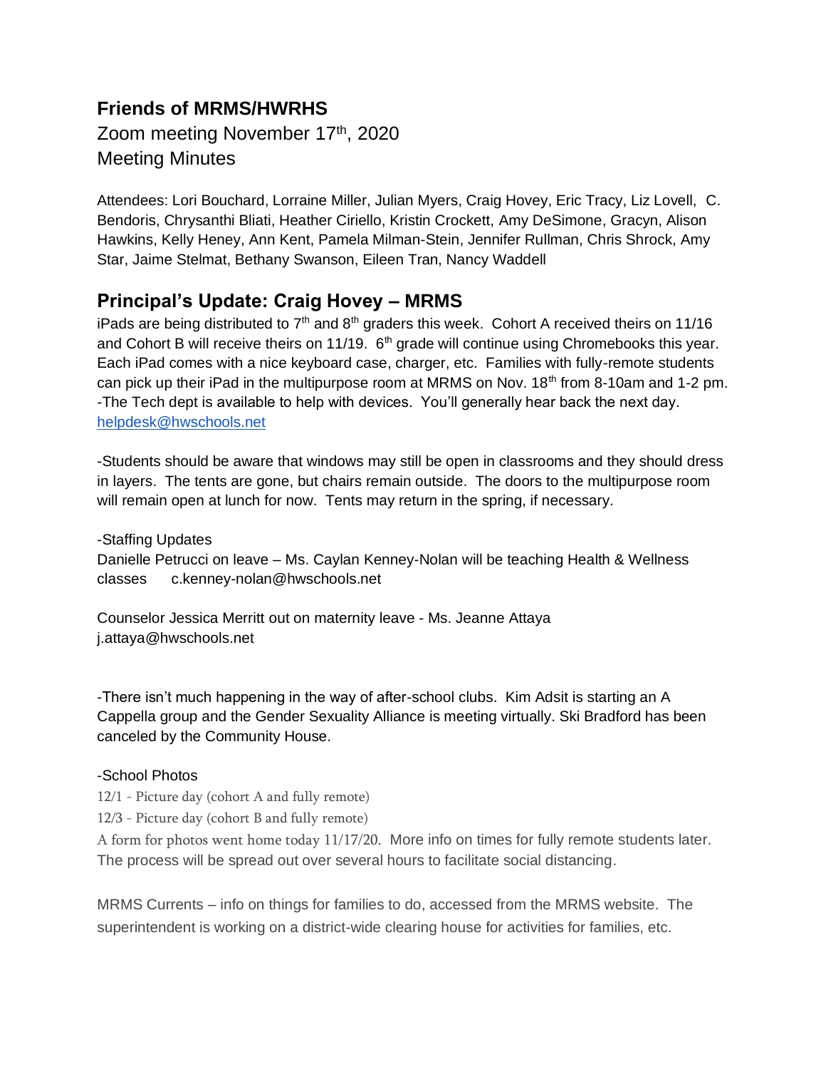## Friends of MRMS/HWRHS

Zoom meeting November 17th, 2020

Meeting Minutes

Attendees: Lori Bouchard, Lorraine Miller, Julian Myers, Craig Hovey, Eric Tracy, Liz Lovell, C. Bendoris, Chrysanthi Bliati, Heather Ciriello, Kristin Crockett, Amy DeSimone, Gracyn, Alison Hawkins, Kelly Heney, Ann Kent, Pamela Milman-Stein, Jennifer Rullman, Chris Shrock, Amy Star, Jaime Stelmat, Bethany Swanson, Eileen Tran, Nancy Waddell

## Principal's Update: Craig Hovey – MRMS

iPads are being distributed to 7th and 8th graders this week. Cohort A received theirs on 11/16 and Cohort B will receive theirs on 11/19. 6th grade will continue using Chromebooks this year. Each iPad comes with a nice keyboard case, charger, etc. Families with fully-remote students can pick up their iPad in the multipurpose room at MRMS on Nov. 18th from 8-10am and 1-2 pm.
-The Tech dept is available to help with devices. You'll generally hear back the next day. helpdesk@hwschools.net

-Students should be aware that windows may still be open in classrooms and they should dress in layers. The tents are gone, but chairs remain outside. The doors to the multipurpose room will remain open at lunch for now. Tents may return in the spring, if necessary.

-Staffing Updates
Danielle Petrucci on leave – Ms. Caylan Kenney-Nolan will be teaching Health & Wellness classes c.kenney-nolan@hwschools.net

Counselor Jessica Merritt out on maternity leave - Ms. Jeanne Attaya
j.attaya@hwschools.net

-There isn't much happening in the way of after-school clubs. Kim Adsit is starting an A Cappella group and the Gender Sexuality Alliance is meeting virtually. Ski Bradford has been canceled by the Community House.

-School Photos
12/1 - Picture day (cohort A and fully remote)
12/3 - Picture day (cohort B and fully remote)
A form for photos went home today 11/17/20. More info on times for fully remote students later. The process will be spread out over several hours to facilitate social distancing.

MRMS Currents – info on things for families to do, accessed from the MRMS website. The superintendent is working on a district-wide clearing house for activities for families, etc.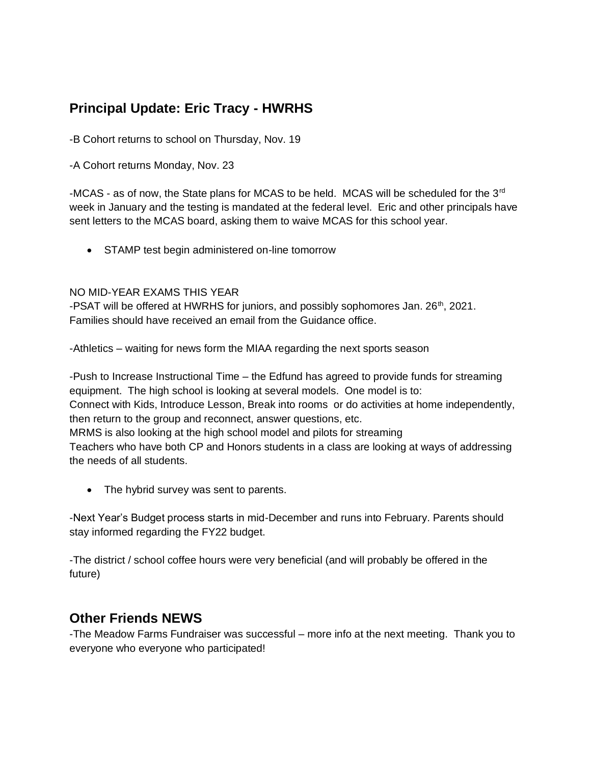## Principal Update: Eric Tracy - HWRHS

-B Cohort returns to school on Thursday, Nov. 19

-A Cohort returns Monday, Nov. 23

-MCAS - as of now, the State plans for MCAS to be held. MCAS will be scheduled for the 3rd week in January and the testing is mandated at the federal level. Eric and other principals have sent letters to the MCAS board, asking them to waive MCAS for this school year.

- STAMP test begin administered on-line tomorrow

NO MID-YEAR EXAMS THIS YEAR
-PSAT will be offered at HWRHS for juniors, and possibly sophomores Jan. 26th, 2021. Families should have received an email from the Guidance office.

-Athletics – waiting for news form the MIAA regarding the next sports season

-Push to Increase Instructional Time – the Edfund has agreed to provide funds for streaming equipment. The high school is looking at several models. One model is to:
Connect with Kids, Introduce Lesson, Break into rooms or do activities at home independently, then return to the group and reconnect, answer questions, etc.
MRMS is also looking at the high school model and pilots for streaming
Teachers who have both CP and Honors students in a class are looking at ways of addressing the needs of all students.

- The hybrid survey was sent to parents.

-Next Year's Budget process starts in mid-December and runs into February. Parents should stay informed regarding the FY22 budget.

-The district / school coffee hours were very beneficial (and will probably be offered in the future)

## Other Friends NEWS

-The Meadow Farms Fundraiser was successful – more info at the next meeting. Thank you to everyone who everyone who participated!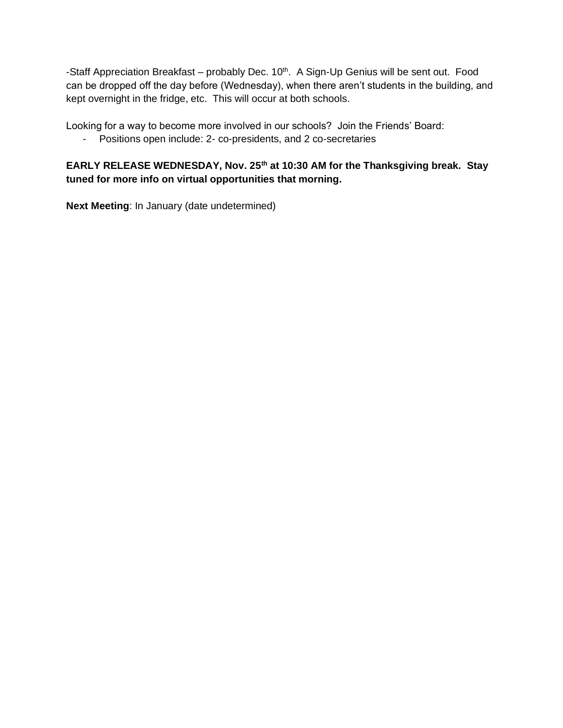-Staff Appreciation Breakfast – probably Dec. 10th. A Sign-Up Genius will be sent out. Food can be dropped off the day before (Wednesday), when there aren't students in the building, and kept overnight in the fridge, etc. This will occur at both schools.

Looking for a way to become more involved in our schools? Join the Friends' Board:

- Positions open include: 2- co-presidents, and 2 co-secretaries

**EARLY RELEASE WEDNESDAY, Nov. 25th at 10:30 AM for the Thanksgiving break. Stay tuned for more info on virtual opportunities that morning.**

**Next Meeting**: In January (date undetermined)